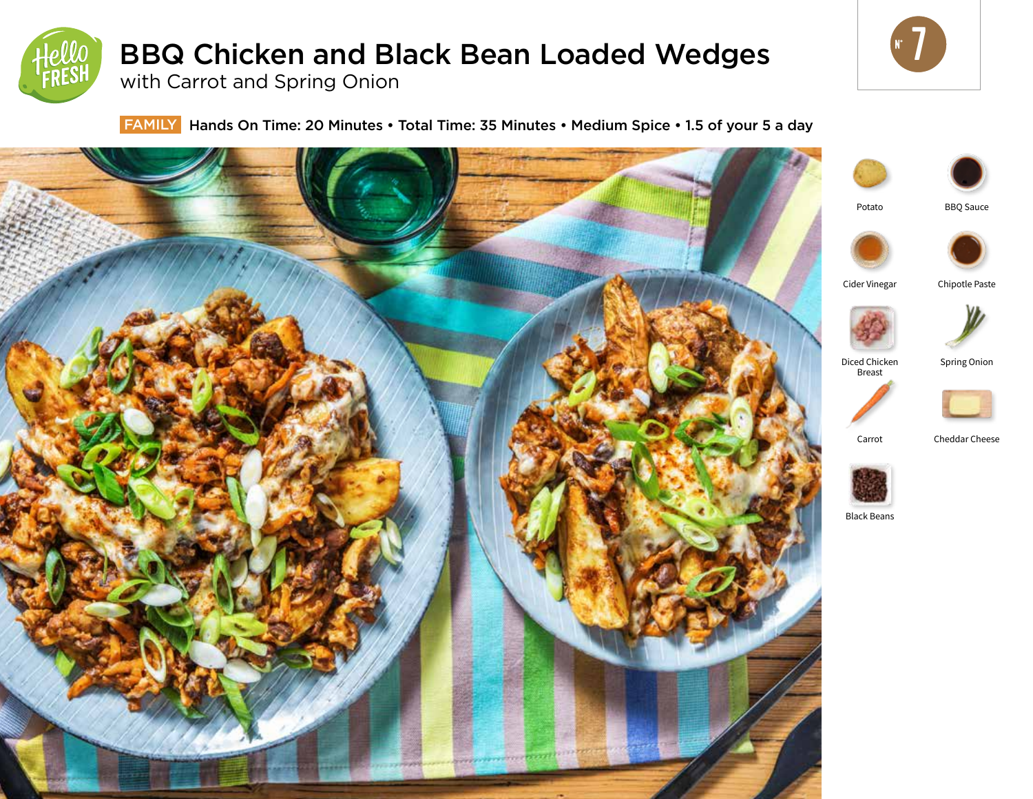# BBQ Chicken and Black Bean Loaded Wedges

with Carrot and Spring Onion

N° 7

FAMILY Hands On Time: 20 Minutes • Total Time: 35 Minutes • Medium Spice • 1.5 of your 5 a day

- Potato
- BBQ Sauce
- Cider Vinegar
- Chipotle Paste
- Diced Chicken Breast
- Spring Onion
- Carrot
- Cheddar Cheese
- Black Beans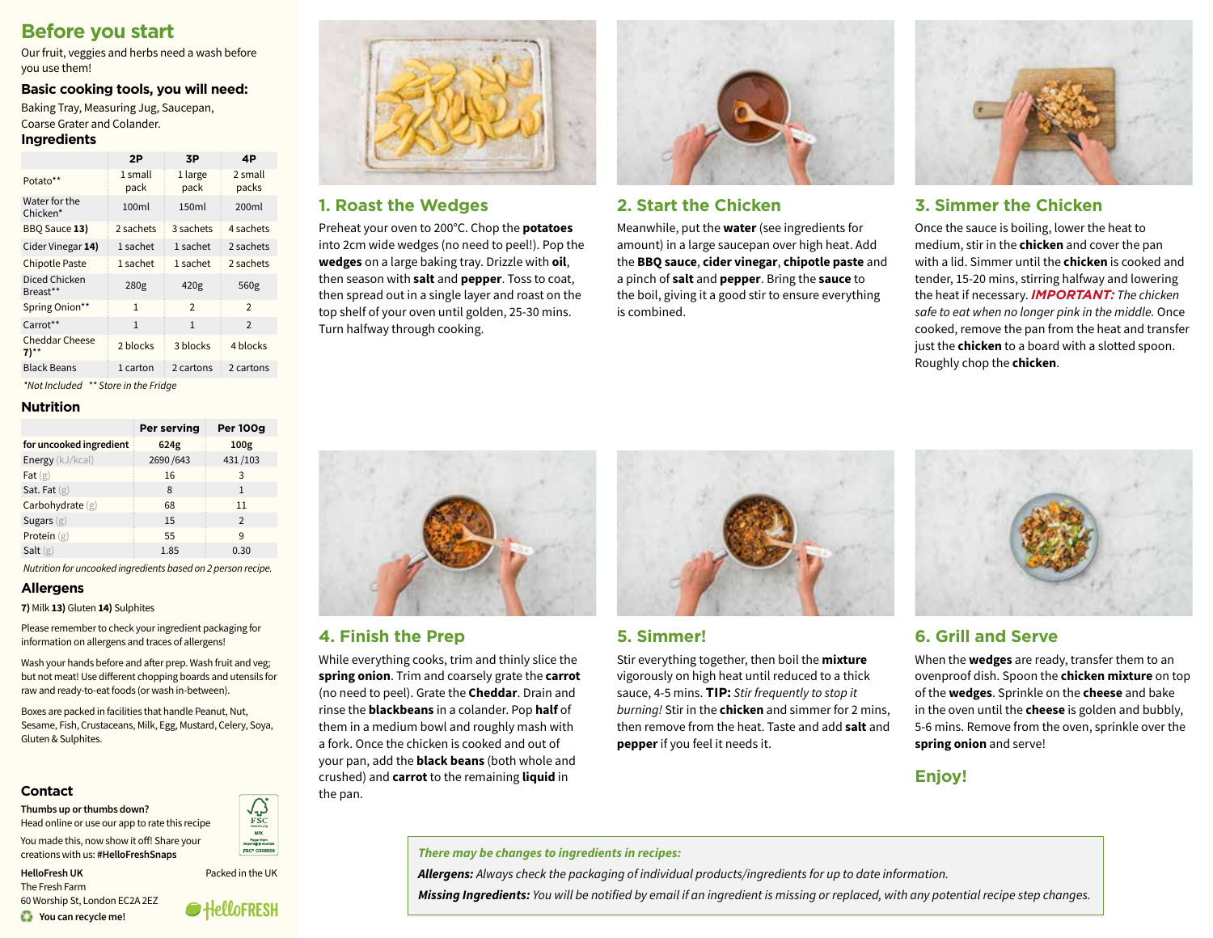## Before you start

Our fruit, veggies and herbs need a wash before you use them!

### Basic cooking tools, you will need:

Baking Tray, Measuring Jug, Saucepan, Coarse Grater and Colander.

### Ingredients

| | 2P | 3P | 4P |
|---|---|---|---|
| Potato** | 1 small pack | 1 large pack | 2 small packs |
| Water for the Chicken* | 100ml | 150ml | 200ml |
| BBQ Sauce **13)** | 2 sachets | 3 sachets | 4 sachets |
| Cider Vinegar **14)** | 1 sachet | 1 sachet | 2 sachets |
| Chipotle Paste | 1 sachet | 1 sachet | 2 sachets |
| Diced Chicken Breast** | 280g | 420g | 560g |
| Spring Onion** | 1 | 2 | 2 |
| Carrot** | 1 | 1 | 2 |
| Cheddar Cheese **7)**** | 2 blocks | 3 blocks | 4 blocks |
| Black Beans | 1 carton | 2 cartons | 2 cartons |

*\*Not Included \*\* Store in the Fridge*

### Nutrition

| | Per serving | Per 100g |
|---|---|---|
| **for uncooked ingredient** | 624g | 100g |
| Energy (kJ/kcal) | 2690 /643 | 431 /103 |
| Fat (g) | 16 | 3 |
| Sat. Fat (g) | 8 | 1 |
| Carbohydrate (g) | 68 | 11 |
| Sugars (g) | 15 | 2 |
| Protein (g) | 55 | 9 |
| Salt (g) | 1.85 | 0.30 |

*Nutrition for uncooked ingredients based on 2 person recipe.*

### Allergens

**7)** Milk **13)** Gluten **14)** Sulphites

Please remember to check your ingredient packaging for information on allergens and traces of allergens!

Wash your hands before and after prep. Wash fruit and veg; but not meat! Use different chopping boards and utensils for raw and ready-to-eat foods (or wash in-between).

Boxes are packed in facilities that handle Peanut, Nut, Sesame, Fish, Crustaceans, Milk, Egg, Mustard, Celery, Soya, Gluten & Sulphites.

### Contact

**Thumbs up or thumbs down?**
Head online or use our app to rate this recipe

You made this, now show it off! Share your creations with us: **#HelloFreshSnaps**

**HelloFresh UK**
The Fresh Farm
60 Worship St, London EC2A 2EZ

**You can recycle me!**

Packed in the UK

## 1. Roast the Wedges

Preheat your oven to 200°C. Chop the **potatoes** into 2cm wide wedges (no need to peel!). Pop the **wedges** on a large baking tray. Drizzle with **oil**, then season with **salt** and **pepper**. Toss to coat, then spread out in a single layer and roast on the top shelf of your oven until golden, 25-30 mins. Turn halfway through cooking.

## 2. Start the Chicken

Meanwhile, put the **water** (see ingredients for amount) in a large saucepan over high heat. Add the **BBQ sauce**, **cider vinegar**, **chipotle paste** and a pinch of **salt** and **pepper**. Bring the **sauce** to the boil, giving it a good stir to ensure everything is combined.

## 3. Simmer the Chicken

Once the sauce is boiling, lower the heat to medium, stir in the **chicken** and cover the pan with a lid. Simmer until the **chicken** is cooked and tender, 15-20 mins, stirring halfway and lowering the heat if necessary. ***IMPORTANT:*** *The chicken safe to eat when no longer pink in the middle.* Once cooked, remove the pan from the heat and transfer just the **chicken** to a board with a slotted spoon. Roughly chop the **chicken**.

## 4. Finish the Prep

While everything cooks, trim and thinly slice the **spring onion**. Trim and coarsely grate the **carrot** (no need to peel). Grate the **Cheddar**. Drain and rinse the **blackbeans** in a colander. Pop **half** of them in a medium bowl and roughly mash with a fork. Once the chicken is cooked and out of your pan, add the **black beans** (both whole and crushed) and **carrot** to the remaining **liquid** in the pan.

## 5. Simmer!

Stir everything together, then boil the **mixture** vigorously on high heat until reduced to a thick sauce, 4-5 mins. **TIP:** *Stir frequently to stop it burning!* Stir in the **chicken** and simmer for 2 mins, then remove from the heat. Taste and add **salt** and **pepper** if you feel it needs it.

## 6. Grill and Serve

When the **wedges** are ready, transfer them to an ovenproof dish. Spoon the **chicken mixture** on top of the **wedges**. Sprinkle on the **cheese** and bake in the oven until the **cheese** is golden and bubbly, 5-6 mins. Remove from the oven, sprinkle over the **spring onion** and serve!

**Enjoy!**

***There may be changes to ingredients in recipes:***

***Allergens:*** *Always check the packaging of individual products/ingredients for up to date information.*

***Missing Ingredients:*** *You will be notified by email if an ingredient is missing or replaced, with any potential recipe step changes.*